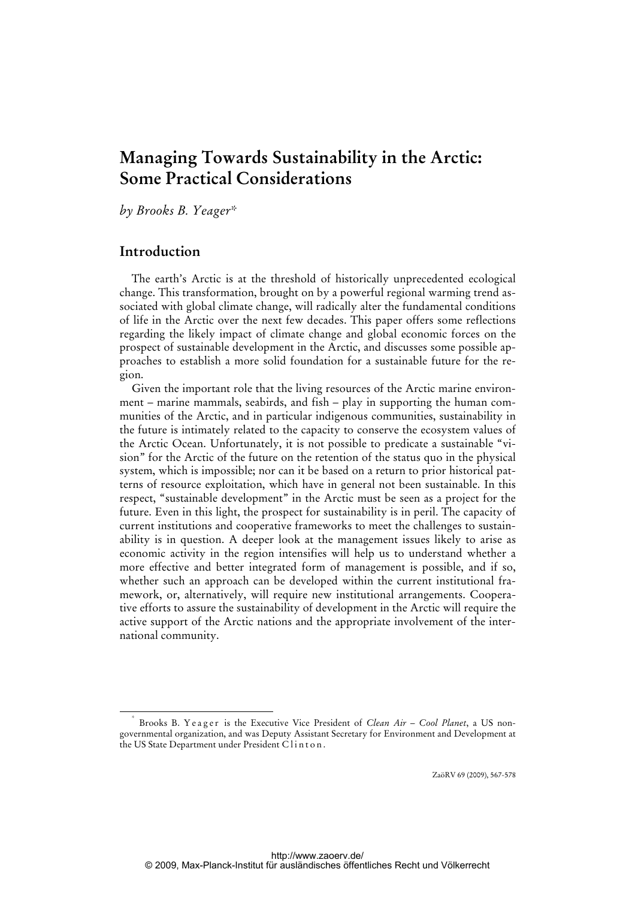# Managing Towards Sustainability in the Arctic: Some Practical Considerations

*by Brooks B. Yeager*[*]

## Introduction

The earth's Arctic is at the threshold of historically unprecedented ecological change. This transformation, brought on by a powerful regional warming trend associated with global climate change, will radically alter the fundamental conditions of life in the Arctic over the next few decades. This paper offers some reflections regarding the likely impact of climate change and global economic forces on the prospect of sustainable development in the Arctic, and discusses some possible approaches to establish a more solid foundation for a sustainable future for the region.

Given the important role that the living resources of the Arctic marine environment – marine mammals, seabirds, and fish – play in supporting the human communities of the Arctic, and in particular indigenous communities, sustainability in the future is intimately related to the capacity to conserve the ecosystem values of the Arctic Ocean. Unfortunately, it is not possible to predicate a sustainable "vision" for the Arctic of the future on the retention of the status quo in the physical system, which is impossible; nor can it be based on a return to prior historical patterns of resource exploitation, which have in general not been sustainable. In this respect, "sustainable development" in the Arctic must be seen as a project for the future. Even in this light, the prospect for sustainability is in peril. The capacity of current institutions and cooperative frameworks to meet the challenges to sustainability is in question. A deeper look at the management issues likely to arise as economic activity in the region intensifies will help us to understand whether a more effective and better integrated form of management is possible, and if so, whether such an approach can be developed within the current institutional framework, or, alternatively, will require new institutional arrangements. Cooperative efforts to assure the sustainability of development in the Arctic will require the active support of the Arctic nations and the appropriate involvement of the international community.

---

[*] Brooks B. Yeager is the Executive Vice President of *Clean Air – Cool Planet*, a US non-governmental organization, and was Deputy Assistant Secretary for Environment and Development at the US State Department under President Clinton.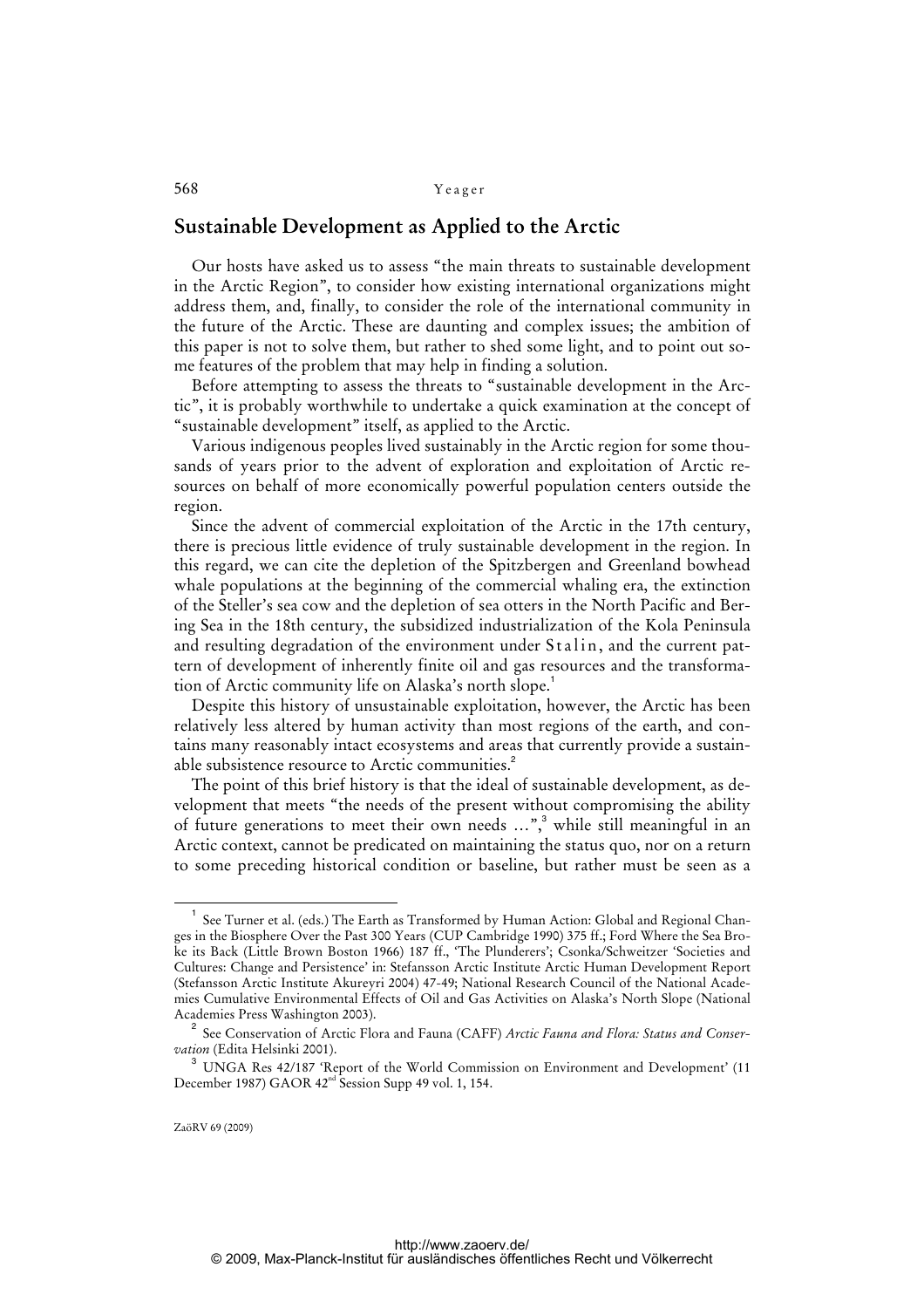## Sustainable Development as Applied to the Arctic

Our hosts have asked us to assess "the main threats to sustainable development in the Arctic Region", to consider how existing international organizations might address them, and, finally, to consider the role of the international community in the future of the Arctic. These are daunting and complex issues; the ambition of this paper is not to solve them, but rather to shed some light, and to point out some features of the problem that may help in finding a solution.

Before attempting to assess the threats to "sustainable development in the Arctic", it is probably worthwhile to undertake a quick examination at the concept of "sustainable development" itself, as applied to the Arctic.

Various indigenous peoples lived sustainably in the Arctic region for some thousands of years prior to the advent of exploration and exploitation of Arctic resources on behalf of more economically powerful population centers outside the region.

Since the advent of commercial exploitation of the Arctic in the 17th century, there is precious little evidence of truly sustainable development in the region. In this regard, we can cite the depletion of the Spitzbergen and Greenland bowhead whale populations at the beginning of the commercial whaling era, the extinction of the Steller's sea cow and the depletion of sea otters in the North Pacific and Bering Sea in the 18th century, the subsidized industrialization of the Kola Peninsula and resulting degradation of the environment under Stalin, and the current pattern of development of inherently finite oil and gas resources and the transformation of Arctic community life on Alaska's north slope.[1]

Despite this history of unsustainable exploitation, however, the Arctic has been relatively less altered by human activity than most regions of the earth, and contains many reasonably intact ecosystems and areas that currently provide a sustainable subsistence resource to Arctic communities.[2]

The point of this brief history is that the ideal of sustainable development, as development that meets "the needs of the present without compromising the ability of future generations to meet their own needs ...",[3] while still meaningful in an Arctic context, cannot be predicated on maintaining the status quo, nor on a return to some preceding historical condition or baseline, but rather must be seen as a

---

[1] See Turner et al. (eds.) The Earth as Transformed by Human Action: Global and Regional Changes in the Biosphere Over the Past 300 Years (CUP Cambridge 1990) 375 ff.; Ford Where the Sea Broke its Back (Little Brown Boston 1966) 187 ff., 'The Plunderers'; Csonka/Schweitzer 'Societies and Cultures: Change and Persistence' in: Stefansson Arctic Institute Arctic Human Development Report (Stefansson Arctic Institute Akureyri 2004) 47-49; National Research Council of the National Academies Cumulative Environmental Effects of Oil and Gas Activities on Alaska's North Slope (National Academies Press Washington 2003).

[2] See Conservation of Arctic Flora and Fauna (CAFF) *Arctic Fauna and Flora: Status and Conservation* (Edita Helsinki 2001).

[3] UNGA Res 42/187 'Report of the World Commission on Environment and Development' (11 December 1987) GAOR 42nd Session Supp 49 vol. 1, 154.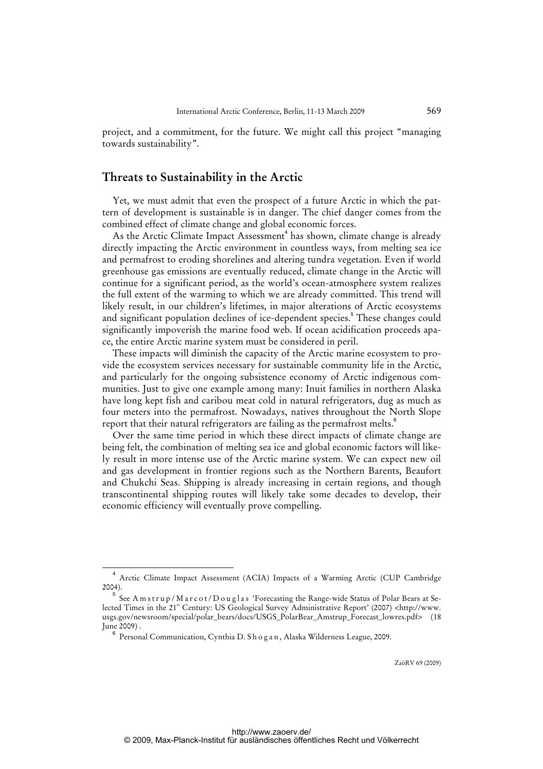project, and a commitment, for the future. We might call this project "managing towards sustainability".

## Threats to Sustainability in the Arctic

Yet, we must admit that even the prospect of a future Arctic in which the pattern of development is sustainable is in danger. The chief danger comes from the combined effect of climate change and global economic forces.

As the Arctic Climate Impact Assessment[4] has shown, climate change is already directly impacting the Arctic environment in countless ways, from melting sea ice and permafrost to eroding shorelines and altering tundra vegetation. Even if world greenhouse gas emissions are eventually reduced, climate change in the Arctic will continue for a significant period, as the world's ocean-atmosphere system realizes the full extent of the warming to which we are already committed. This trend will likely result, in our children's lifetimes, in major alterations of Arctic ecosystems and significant population declines of ice-dependent species.[5] These changes could significantly impoverish the marine food web. If ocean acidification proceeds apace, the entire Arctic marine system must be considered in peril.

These impacts will diminish the capacity of the Arctic marine ecosystem to provide the ecosystem services necessary for sustainable community life in the Arctic, and particularly for the ongoing subsistence economy of Arctic indigenous communities. Just to give one example among many: Inuit families in northern Alaska have long kept fish and caribou meat cold in natural refrigerators, dug as much as four meters into the permafrost. Nowadays, natives throughout the North Slope report that their natural refrigerators are failing as the permafrost melts.[6]

Over the same time period in which these direct impacts of climate change are being felt, the combination of melting sea ice and global economic factors will likely result in more intense use of the Arctic marine system. We can expect new oil and gas development in frontier regions such as the Northern Barents, Beaufort and Chukchi Seas. Shipping is already increasing in certain regions, and though transcontinental shipping routes will likely take some decades to develop, their economic efficiency will eventually prove compelling.

---

[4] Arctic Climate Impact Assessment (ACIA) Impacts of a Warming Arctic (CUP Cambridge 2004).

[5] See Amstrup/Marcot/Douglas 'Forecasting the Range-wide Status of Polar Bears at Selected Times in the 21st Century: US Geological Survey Administrative Report' (2007) <http://www.usgs.gov/newsroom/special/polar_bears/docs/USGS_PolarBear_Amstrup_Forecast_lowres.pdf> (18 June 2009).

[6] Personal Communication, Cynthia D. Shogan, Alaska Wilderness League, 2009.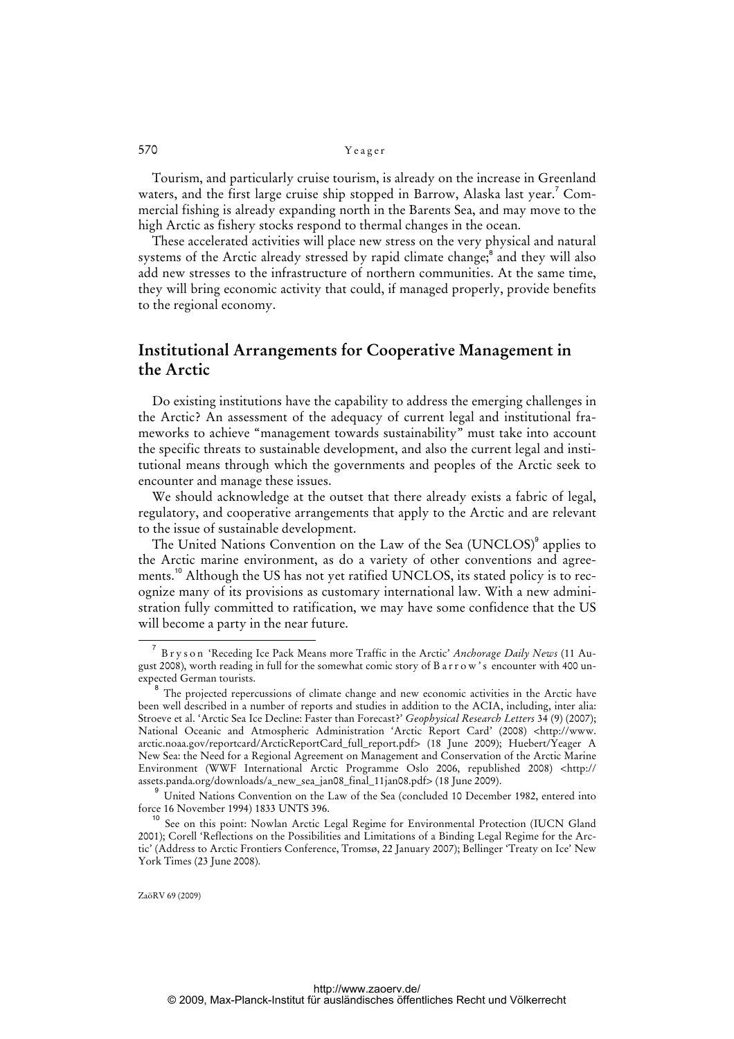Tourism, and particularly cruise tourism, is already on the increase in Greenland waters, and the first large cruise ship stopped in Barrow, Alaska last year.[7] Commercial fishing is already expanding north in the Barents Sea, and may move to the high Arctic as fishery stocks respond to thermal changes in the ocean.

These accelerated activities will place new stress on the very physical and natural systems of the Arctic already stressed by rapid climate change;[8] and they will also add new stresses to the infrastructure of northern communities. At the same time, they will bring economic activity that could, if managed properly, provide benefits to the regional economy.

## Institutional Arrangements for Cooperative Management in the Arctic

Do existing institutions have the capability to address the emerging challenges in the Arctic? An assessment of the adequacy of current legal and institutional frameworks to achieve "management towards sustainability" must take into account the specific threats to sustainable development, and also the current legal and institutional means through which the governments and peoples of the Arctic seek to encounter and manage these issues.

We should acknowledge at the outset that there already exists a fabric of legal, regulatory, and cooperative arrangements that apply to the Arctic and are relevant to the issue of sustainable development.

The United Nations Convention on the Law of the Sea (UNCLOS)[9] applies to the Arctic marine environment, as do a variety of other conventions and agreements.[10] Although the US has not yet ratified UNCLOS, its stated policy is to recognize many of its provisions as customary international law. With a new administration fully committed to ratification, we may have some confidence that the US will become a party in the near future.

---

[7] Bryson 'Receding Ice Pack Means more Traffic in the Arctic' *Anchorage Daily News* (11 August 2008), worth reading in full for the somewhat comic story of Barrow's encounter with 400 unexpected German tourists.

[8] The projected repercussions of climate change and new economic activities in the Arctic have been well described in a number of reports and studies in addition to the ACIA, including, inter alia: Stroeve et al. 'Arctic Sea Ice Decline: Faster than Forecast?' *Geophysical Research Letters* 34 (9) (2007); National Oceanic and Atmospheric Administration 'Arctic Report Card' (2008) <http://www.arctic.noaa.gov/reportcard/ArcticReportCard_full_report.pdf> (18 June 2009); Huebert/Yeager A New Sea: the Need for a Regional Agreement on Management and Conservation of the Arctic Marine Environment (WWF International Arctic Programme Oslo 2006, republished 2008) <http://assets.panda.org/downloads/a_new_sea_jan08_final_11jan08.pdf> (18 June 2009).

[9] United Nations Convention on the Law of the Sea (concluded 10 December 1982, entered into force 16 November 1994) 1833 UNTS 396.

[10] See on this point: Nowlan Arctic Legal Regime for Environmental Protection (IUCN Gland 2001); Corell 'Reflections on the Possibilities and Limitations of a Binding Legal Regime for the Arctic' (Address to Arctic Frontiers Conference, Tromsø, 22 January 2007); Bellinger 'Treaty on Ice' New York Times (23 June 2008).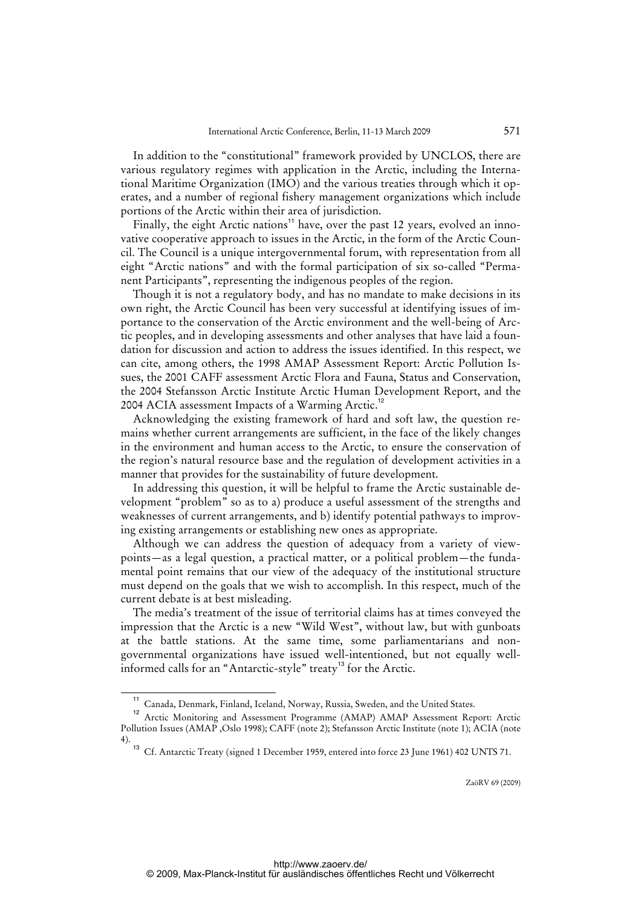In addition to the "constitutional" framework provided by UNCLOS, there are various regulatory regimes with application in the Arctic, including the International Maritime Organization (IMO) and the various treaties through which it operates, and a number of regional fishery management organizations which include portions of the Arctic within their area of jurisdiction.

Finally, the eight Arctic nations[11] have, over the past 12 years, evolved an innovative cooperative approach to issues in the Arctic, in the form of the Arctic Council. The Council is a unique intergovernmental forum, with representation from all eight "Arctic nations" and with the formal participation of six so-called "Permanent Participants", representing the indigenous peoples of the region.

Though it is not a regulatory body, and has no mandate to make decisions in its own right, the Arctic Council has been very successful at identifying issues of importance to the conservation of the Arctic environment and the well-being of Arctic peoples, and in developing assessments and other analyses that have laid a foundation for discussion and action to address the issues identified. In this respect, we can cite, among others, the 1998 AMAP Assessment Report: Arctic Pollution Issues, the 2001 CAFF assessment Arctic Flora and Fauna, Status and Conservation, the 2004 Stefansson Arctic Institute Arctic Human Development Report, and the 2004 ACIA assessment Impacts of a Warming Arctic.[12]

Acknowledging the existing framework of hard and soft law, the question remains whether current arrangements are sufficient, in the face of the likely changes in the environment and human access to the Arctic, to ensure the conservation of the region's natural resource base and the regulation of development activities in a manner that provides for the sustainability of future development.

In addressing this question, it will be helpful to frame the Arctic sustainable development "problem" so as to a) produce a useful assessment of the strengths and weaknesses of current arrangements, and b) identify potential pathways to improving existing arrangements or establishing new ones as appropriate.

Although we can address the question of adequacy from a variety of viewpoints—as a legal question, a practical matter, or a political problem—the fundamental point remains that our view of the adequacy of the institutional structure must depend on the goals that we wish to accomplish. In this respect, much of the current debate is at best misleading.

The media's treatment of the issue of territorial claims has at times conveyed the impression that the Arctic is a new "Wild West", without law, but with gunboats at the battle stations. At the same time, some parliamentarians and non-governmental organizations have issued well-intentioned, but not equally well-informed calls for an "Antarctic-style" treaty[13] for the Arctic.

---

[11] Canada, Denmark, Finland, Iceland, Norway, Russia, Sweden, and the United States.

[12] Arctic Monitoring and Assessment Programme (AMAP) AMAP Assessment Report: Arctic Pollution Issues (AMAP ,Oslo 1998); CAFF (note 2); Stefansson Arctic Institute (note 1); ACIA (note 4).

[13] Cf. Antarctic Treaty (signed 1 December 1959, entered into force 23 June 1961) 402 UNTS 71.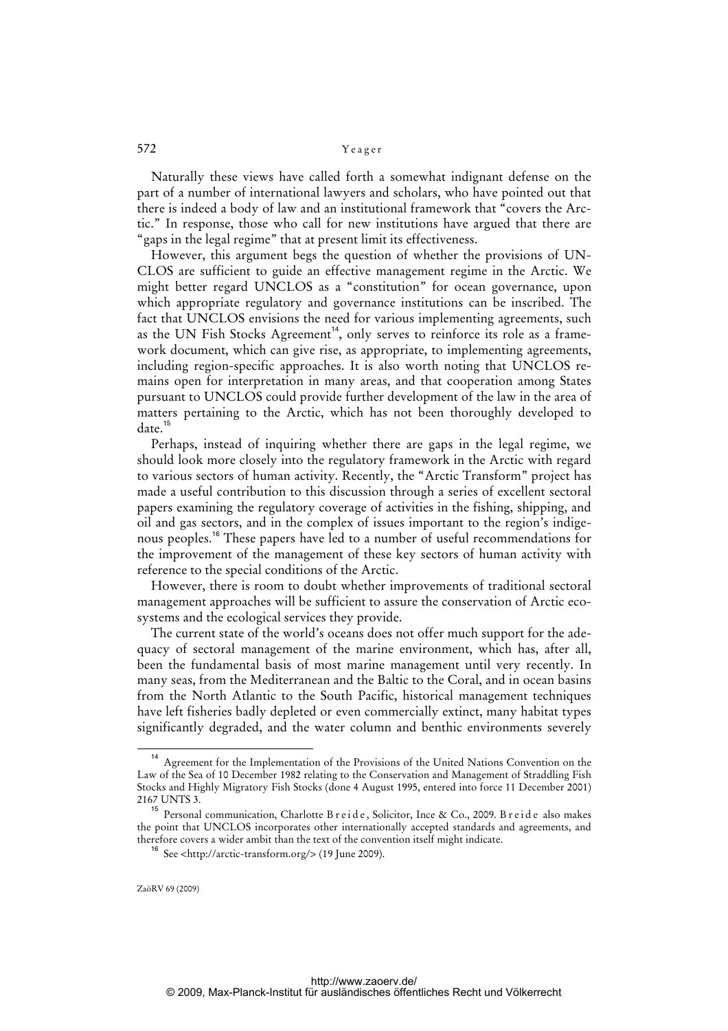Naturally these views have called forth a somewhat indignant defense on the part of a number of international lawyers and scholars, who have pointed out that there is indeed a body of law and an institutional framework that "covers the Arctic." In response, those who call for new institutions have argued that there are "gaps in the legal regime" that at present limit its effectiveness.

However, this argument begs the question of whether the provisions of UNCLOS are sufficient to guide an effective management regime in the Arctic. We might better regard UNCLOS as a "constitution" for ocean governance, upon which appropriate regulatory and governance institutions can be inscribed. The fact that UNCLOS envisions the need for various implementing agreements, such as the UN Fish Stocks Agreement[14], only serves to reinforce its role as a framework document, which can give rise, as appropriate, to implementing agreements, including region-specific approaches. It is also worth noting that UNCLOS remains open for interpretation in many areas, and that cooperation among States pursuant to UNCLOS could provide further development of the law in the area of matters pertaining to the Arctic, which has not been thoroughly developed to date.[15]

Perhaps, instead of inquiring whether there are gaps in the legal regime, we should look more closely into the regulatory framework in the Arctic with regard to various sectors of human activity. Recently, the "Arctic Transform" project has made a useful contribution to this discussion through a series of excellent sectoral papers examining the regulatory coverage of activities in the fishing, shipping, and oil and gas sectors, and in the complex of issues important to the region's indigenous peoples.[16] These papers have led to a number of useful recommendations for the improvement of the management of these key sectors of human activity with reference to the special conditions of the Arctic.

However, there is room to doubt whether improvements of traditional sectoral management approaches will be sufficient to assure the conservation of Arctic ecosystems and the ecological services they provide.

The current state of the world's oceans does not offer much support for the adequacy of sectoral management of the marine environment, which has, after all, been the fundamental basis of most marine management until very recently. In many seas, from the Mediterranean and the Baltic to the Coral, and in ocean basins from the North Atlantic to the South Pacific, historical management techniques have left fisheries badly depleted or even commercially extinct, many habitat types significantly degraded, and the water column and benthic environments severely

---

[14] Agreement for the Implementation of the Provisions of the United Nations Convention on the Law of the Sea of 10 December 1982 relating to the Conservation and Management of Straddling Fish Stocks and Highly Migratory Fish Stocks (done 4 August 1995, entered into force 11 December 2001) 2167 UNTS 3.

[15] Personal communication, Charlotte Breide, Solicitor, Ince & Co., 2009. Breide also makes the point that UNCLOS incorporates other internationally accepted standards and agreements, and therefore covers a wider ambit than the text of the convention itself might indicate.

[16] See <http://arctic-transform.org/> (19 June 2009).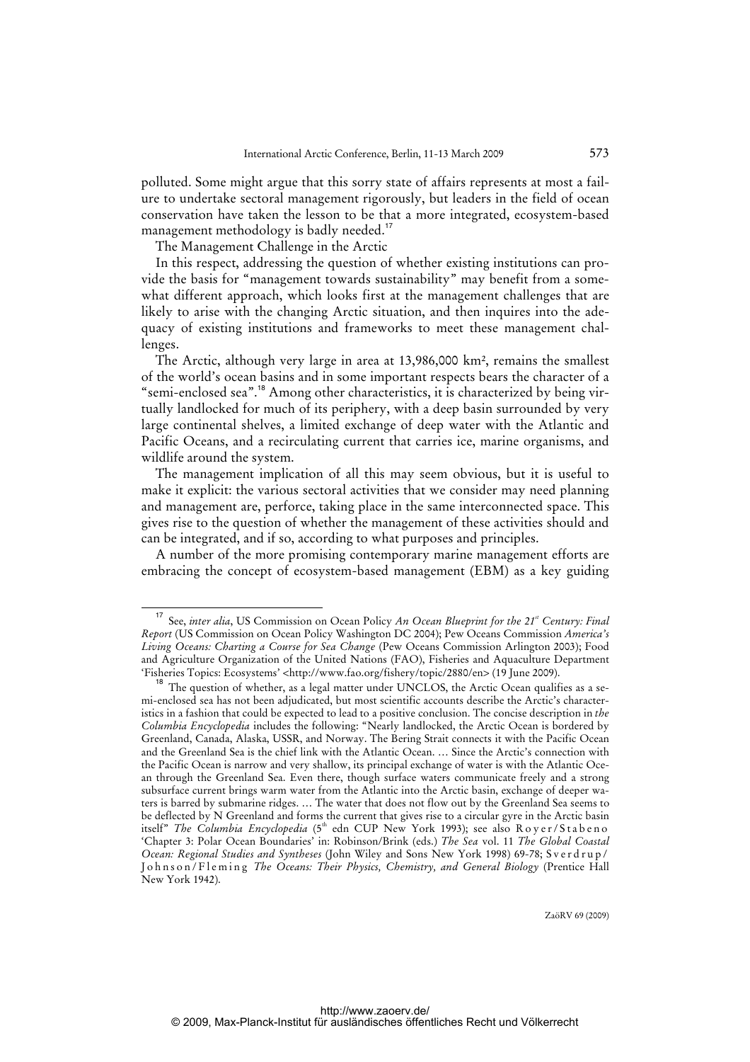polluted. Some might argue that this sorry state of affairs represents at most a failure to undertake sectoral management rigorously, but leaders in the field of ocean conservation have taken the lesson to be that a more integrated, ecosystem-based management methodology is badly needed.[17]

The Management Challenge in the Arctic

In this respect, addressing the question of whether existing institutions can provide the basis for "management towards sustainability" may benefit from a somewhat different approach, which looks first at the management challenges that are likely to arise with the changing Arctic situation, and then inquires into the adequacy of existing institutions and frameworks to meet these management challenges.

The Arctic, although very large in area at 13,986,000 km², remains the smallest of the world's ocean basins and in some important respects bears the character of a "semi-enclosed sea".[18] Among other characteristics, it is characterized by being virtually landlocked for much of its periphery, with a deep basin surrounded by very large continental shelves, a limited exchange of deep water with the Atlantic and Pacific Oceans, and a recirculating current that carries ice, marine organisms, and wildlife around the system.

The management implication of all this may seem obvious, but it is useful to make it explicit: the various sectoral activities that we consider may need planning and management are, perforce, taking place in the same interconnected space. This gives rise to the question of whether the management of these activities should and can be integrated, and if so, according to what purposes and principles.

A number of the more promising contemporary marine management efforts are embracing the concept of ecosystem-based management (EBM) as a key guiding

---

[17] See, *inter alia*, US Commission on Ocean Policy *An Ocean Blueprint for the 21st Century: Final Report* (US Commission on Ocean Policy Washington DC 2004); Pew Oceans Commission *America's Living Oceans: Charting a Course for Sea Change* (Pew Oceans Commission Arlington 2003); Food and Agriculture Organization of the United Nations (FAO), Fisheries and Aquaculture Department 'Fisheries Topics: Ecosystems' <http://www.fao.org/fishery/topic/2880/en> (19 June 2009).

[18] The question of whether, as a legal matter under UNCLOS, the Arctic Ocean qualifies as a semi-enclosed sea has not been adjudicated, but most scientific accounts describe the Arctic's characteristics in a fashion that could be expected to lead to a positive conclusion. The concise description in *the Columbia Encyclopedia* includes the following: "Nearly landlocked, the Arctic Ocean is bordered by Greenland, Canada, Alaska, USSR, and Norway. The Bering Strait connects it with the Pacific Ocean and the Greenland Sea is the chief link with the Atlantic Ocean. … Since the Arctic's connection with the Pacific Ocean is narrow and very shallow, its principal exchange of water is with the Atlantic Ocean through the Greenland Sea. Even there, though surface waters communicate freely and a strong subsurface current brings warm water from the Atlantic into the Arctic basin, exchange of deeper waters is barred by submarine ridges. … The water that does not flow out by the Greenland Sea seems to be deflected by N Greenland and forms the current that gives rise to a circular gyre in the Arctic basin itself" *The Columbia Encyclopedia* (5th edn CUP New York 1993); see also Royer/Stabeno 'Chapter 3: Polar Ocean Boundaries' in: Robinson/Brink (eds.) *The Sea* vol. 11 *The Global Coastal Ocean: Regional Studies and Syntheses* (John Wiley and Sons New York 1998) 69-78; Sverdrup/Johnson/Fleming *The Oceans: Their Physics, Chemistry, and General Biology* (Prentice Hall New York 1942).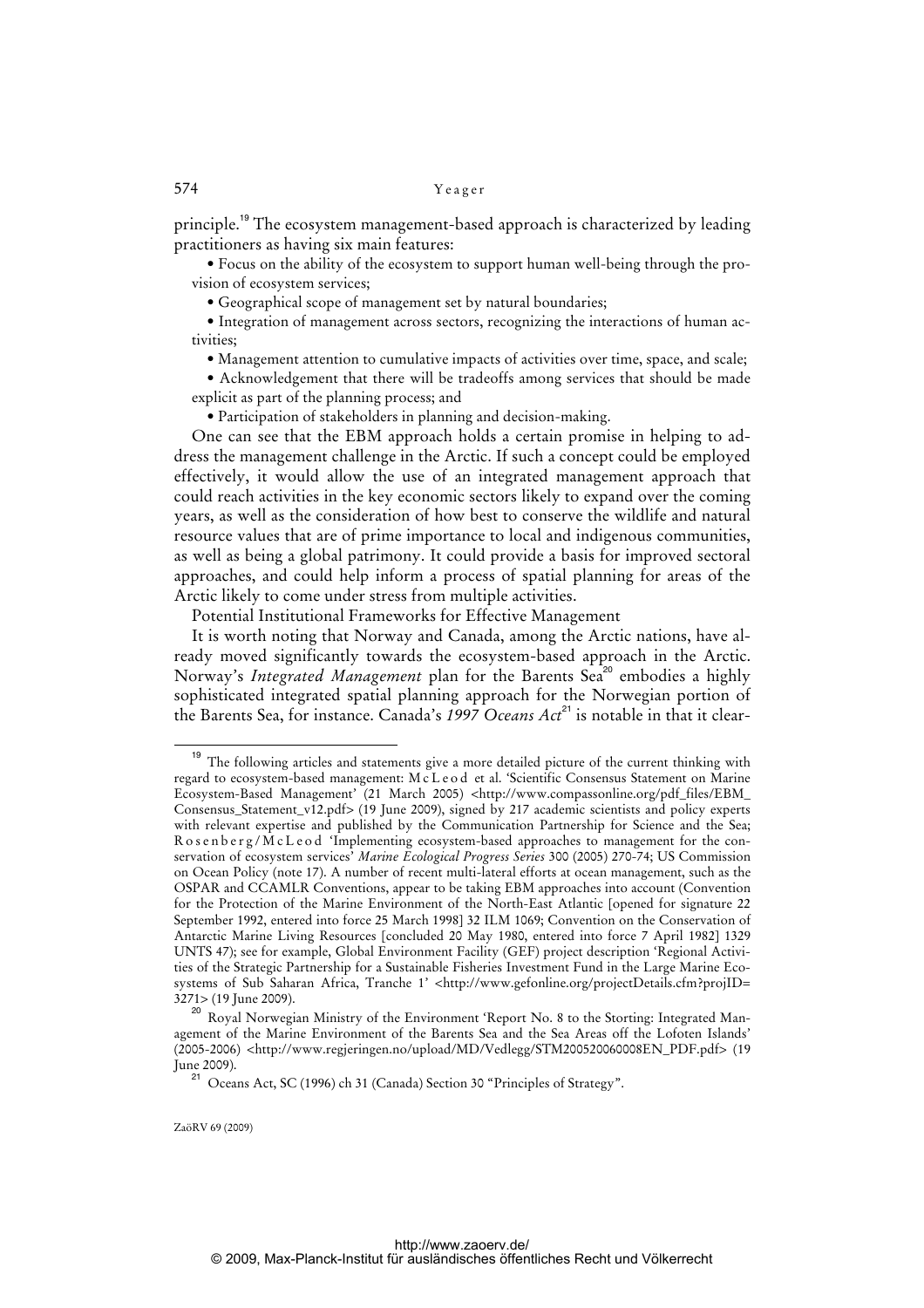principle.[19] The ecosystem management-based approach is characterized by leading practitioners as having six main features:

- Focus on the ability of the ecosystem to support human well-being through the provision of ecosystem services;
- Geographical scope of management set by natural boundaries;
- Integration of management across sectors, recognizing the interactions of human activities;
- Management attention to cumulative impacts of activities over time, space, and scale;
- Acknowledgement that there will be tradeoffs among services that should be made explicit as part of the planning process; and
- Participation of stakeholders in planning and decision-making.

One can see that the EBM approach holds a certain promise in helping to address the management challenge in the Arctic. If such a concept could be employed effectively, it would allow the use of an integrated management approach that could reach activities in the key economic sectors likely to expand over the coming years, as well as the consideration of how best to conserve the wildlife and natural resource values that are of prime importance to local and indigenous communities, as well as being a global patrimony. It could provide a basis for improved sectoral approaches, and could help inform a process of spatial planning for areas of the Arctic likely to come under stress from multiple activities.

Potential Institutional Frameworks for Effective Management

It is worth noting that Norway and Canada, among the Arctic nations, have already moved significantly towards the ecosystem-based approach in the Arctic. Norway's *Integrated Management* plan for the Barents Sea[20] embodies a highly sophisticated integrated spatial planning approach for the Norwegian portion of the Barents Sea, for instance. Canada's *1997 Oceans Act*[21] is notable in that it clear-

---

[19] The following articles and statements give a more detailed picture of the current thinking with regard to ecosystem-based management: McLeod et al. 'Scientific Consensus Statement on Marine Ecosystem-Based Management' (21 March 2005) <http://www.compassonline.org/pdf_files/EBM_Consensus_Statement_v12.pdf> (19 June 2009), signed by 217 academic scientists and policy experts with relevant expertise and published by the Communication Partnership for Science and the Sea; Rosenberg/McLeod 'Implementing ecosystem-based approaches to management for the conservation of ecosystem services' *Marine Ecological Progress Series* 300 (2005) 270-74; US Commission on Ocean Policy (note 17). A number of recent multi-lateral efforts at ocean management, such as the OSPAR and CCAMLR Conventions, appear to be taking EBM approaches into account (Convention for the Protection of the Marine Environment of the North-East Atlantic [opened for signature 22 September 1992, entered into force 25 March 1998] 32 ILM 1069; Convention on the Conservation of Antarctic Marine Living Resources [concluded 20 May 1980, entered into force 7 April 1982] 1329 UNTS 47); see for example, Global Environment Facility (GEF) project description 'Regional Activities of the Strategic Partnership for a Sustainable Fisheries Investment Fund in the Large Marine Ecosystems of Sub Saharan Africa, Tranche 1' <http://www.gefonline.org/projectDetails.cfm?projID=3271> (19 June 2009).

[20] Royal Norwegian Ministry of the Environment 'Report No. 8 to the Storting: Integrated Management of the Marine Environment of the Barents Sea and the Sea Areas off the Lofoten Islands' (2005-2006) <http://www.regjeringen.no/upload/MD/Vedlegg/STM200520060008EN_PDF.pdf> (19 June 2009).

[21] Oceans Act, SC (1996) ch 31 (Canada) Section 30 "Principles of Strategy".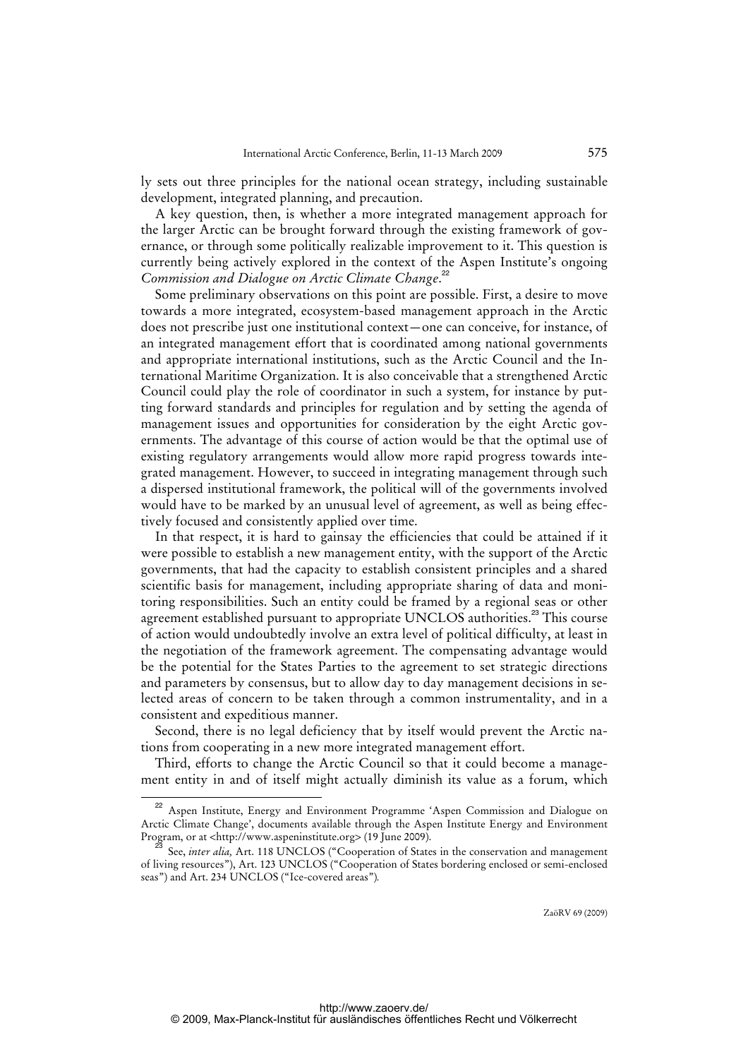ly sets out three principles for the national ocean strategy, including sustainable development, integrated planning, and precaution.

A key question, then, is whether a more integrated management approach for the larger Arctic can be brought forward through the existing framework of governance, or through some politically realizable improvement to it. This question is currently being actively explored in the context of the Aspen Institute's ongoing *Commission and Dialogue on Arctic Climate Change*.[22]

Some preliminary observations on this point are possible. First, a desire to move towards a more integrated, ecosystem-based management approach in the Arctic does not prescribe just one institutional context—one can conceive, for instance, of an integrated management effort that is coordinated among national governments and appropriate international institutions, such as the Arctic Council and the International Maritime Organization. It is also conceivable that a strengthened Arctic Council could play the role of coordinator in such a system, for instance by putting forward standards and principles for regulation and by setting the agenda of management issues and opportunities for consideration by the eight Arctic governments. The advantage of this course of action would be that the optimal use of existing regulatory arrangements would allow more rapid progress towards integrated management. However, to succeed in integrating management through such a dispersed institutional framework, the political will of the governments involved would have to be marked by an unusual level of agreement, as well as being effectively focused and consistently applied over time.

In that respect, it is hard to gainsay the efficiencies that could be attained if it were possible to establish a new management entity, with the support of the Arctic governments, that had the capacity to establish consistent principles and a shared scientific basis for management, including appropriate sharing of data and monitoring responsibilities. Such an entity could be framed by a regional seas or other agreement established pursuant to appropriate UNCLOS authorities.[23] This course of action would undoubtedly involve an extra level of political difficulty, at least in the negotiation of the framework agreement. The compensating advantage would be the potential for the States Parties to the agreement to set strategic directions and parameters by consensus, but to allow day to day management decisions in selected areas of concern to be taken through a common instrumentality, and in a consistent and expeditious manner.

Second, there is no legal deficiency that by itself would prevent the Arctic nations from cooperating in a new more integrated management effort.

Third, efforts to change the Arctic Council so that it could become a management entity in and of itself might actually diminish its value as a forum, which

---

[22] Aspen Institute, Energy and Environment Programme 'Aspen Commission and Dialogue on Arctic Climate Change', documents available through the Aspen Institute Energy and Environment Program, or at <http://www.aspeninstitute.org> (19 June 2009).

[23] See, *inter alia,* Art. 118 UNCLOS ("Cooperation of States in the conservation and management of living resources"), Art. 123 UNCLOS ("Cooperation of States bordering enclosed or semi-enclosed seas") and Art. 234 UNCLOS ("Ice-covered areas").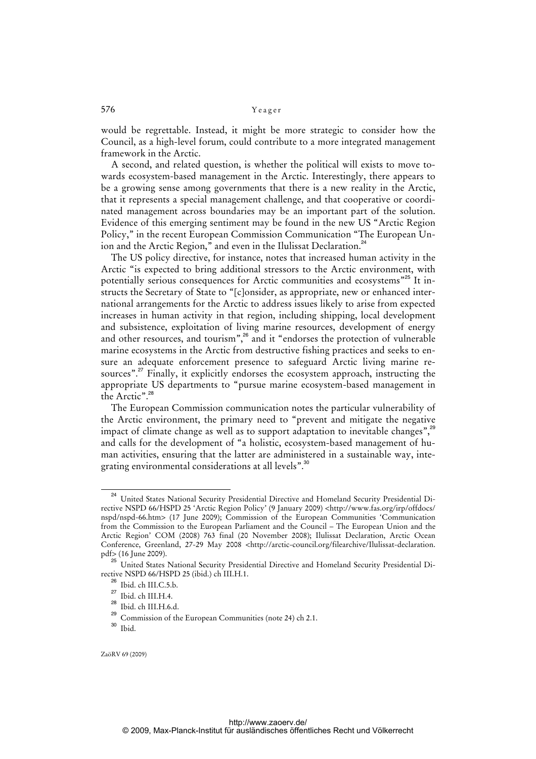would be regrettable. Instead, it might be more strategic to consider how the Council, as a high-level forum, could contribute to a more integrated management framework in the Arctic.

A second, and related question, is whether the political will exists to move towards ecosystem-based management in the Arctic. Interestingly, there appears to be a growing sense among governments that there is a new reality in the Arctic, that it represents a special management challenge, and that cooperative or coordinated management across boundaries may be an important part of the solution. Evidence of this emerging sentiment may be found in the new US "Arctic Region Policy," in the recent European Commission Communication "The European Union and the Arctic Region," and even in the Ilulissat Declaration.[24]

The US policy directive, for instance, notes that increased human activity in the Arctic "is expected to bring additional stressors to the Arctic environment, with potentially serious consequences for Arctic communities and ecosystems"[25] It instructs the Secretary of State to "[c]onsider, as appropriate, new or enhanced international arrangements for the Arctic to address issues likely to arise from expected increases in human activity in that region, including shipping, local development and subsistence, exploitation of living marine resources, development of energy and other resources, and tourism",[26] and it "endorses the protection of vulnerable marine ecosystems in the Arctic from destructive fishing practices and seeks to ensure an adequate enforcement presence to safeguard Arctic living marine resources".[27] Finally, it explicitly endorses the ecosystem approach, instructing the appropriate US departments to "pursue marine ecosystem-based management in the Arctic".[28]

The European Commission communication notes the particular vulnerability of the Arctic environment, the primary need to "prevent and mitigate the negative impact of climate change as well as to support adaptation to inevitable changes",[29] and calls for the development of "a holistic, ecosystem-based management of human activities, ensuring that the latter are administered in a sustainable way, integrating environmental considerations at all levels".[30]

---

[24] United States National Security Presidential Directive and Homeland Security Presidential Directive NSPD 66/HSPD 25 'Arctic Region Policy' (9 January 2009) <http://www.fas.org/irp/offdocs/nspd/nspd-66.htm> (17 June 2009); Commission of the European Communities 'Communication from the Commission to the European Parliament and the Council – The European Union and the Arctic Region' COM (2008) 763 final (20 November 2008); Ilulissat Declaration, Arctic Ocean Conference, Greenland, 27-29 May 2008 <http://arctic-council.org/filearchive/Ilulissat-declaration.pdf> (16 June 2009).

[25] United States National Security Presidential Directive and Homeland Security Presidential Directive NSPD 66/HSPD 25 (ibid.) ch III.H.1.

[26] Ibid. ch III.C.5.b.

[27] Ibid. ch III.H.4.

[28] Ibid. ch III.H.6.d.

[29] Commission of the European Communities (note 24) ch 2.1.

[30] Ibid.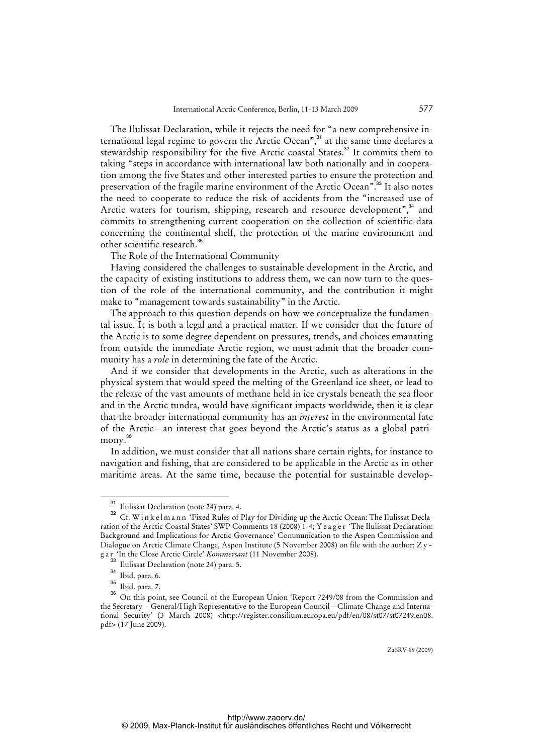The Ilulissat Declaration, while it rejects the need for "a new comprehensive international legal regime to govern the Arctic Ocean",[31] at the same time declares a stewardship responsibility for the five Arctic coastal States.[32] It commits them to taking "steps in accordance with international law both nationally and in cooperation among the five States and other interested parties to ensure the protection and preservation of the fragile marine environment of the Arctic Ocean".[33] It also notes the need to cooperate to reduce the risk of accidents from the "increased use of Arctic waters for tourism, shipping, research and resource development",[34] and commits to strengthening current cooperation on the collection of scientific data concerning the continental shelf, the protection of the marine environment and other scientific research.[35]

The Role of the International Community

Having considered the challenges to sustainable development in the Arctic, and the capacity of existing institutions to address them, we can now turn to the question of the role of the international community, and the contribution it might make to "management towards sustainability" in the Arctic.

The approach to this question depends on how we conceptualize the fundamental issue. It is both a legal and a practical matter. If we consider that the future of the Arctic is to some degree dependent on pressures, trends, and choices emanating from outside the immediate Arctic region, we must admit that the broader community has a *role* in determining the fate of the Arctic.

And if we consider that developments in the Arctic, such as alterations in the physical system that would speed the melting of the Greenland ice sheet, or lead to the release of the vast amounts of methane held in ice crystals beneath the sea floor and in the Arctic tundra, would have significant impacts worldwide, then it is clear that the broader international community has an *interest* in the environmental fate of the Arctic—an interest that goes beyond the Arctic's status as a global patrimony.[36]

In addition, we must consider that all nations share certain rights, for instance to navigation and fishing, that are considered to be applicable in the Arctic as in other maritime areas. At the same time, because the potential for sustainable develop-

---

[31] Ilulissat Declaration (note 24) para. 4.

[32] Cf. Winkelmann 'Fixed Rules of Play for Dividing up the Arctic Ocean: The Ilulissat Declaration of the Arctic Coastal States' SWP Comments 18 (2008) 1-4; Yeager 'The Ilulissat Declaration: Background and Implications for Arctic Governance' Communication to the Aspen Commission and Dialogue on Arctic Climate Change, Aspen Institute (5 November 2008) on file with the author; Zygar 'In the Close Arctic Circle' *Kommersant* (11 November 2008).

[33] Ilulissat Declaration (note 24) para. 5.

[34] Ibid. para. 6.

[35] Ibid. para. 7.

[36] On this point, see Council of the European Union 'Report 7249/08 from the Commission and the Secretary – General/High Representative to the European Council—Climate Change and International Security' (3 March 2008) <http://register.consilium.europa.eu/pdf/en/08/st07/st07249.en08.pdf> (17 June 2009).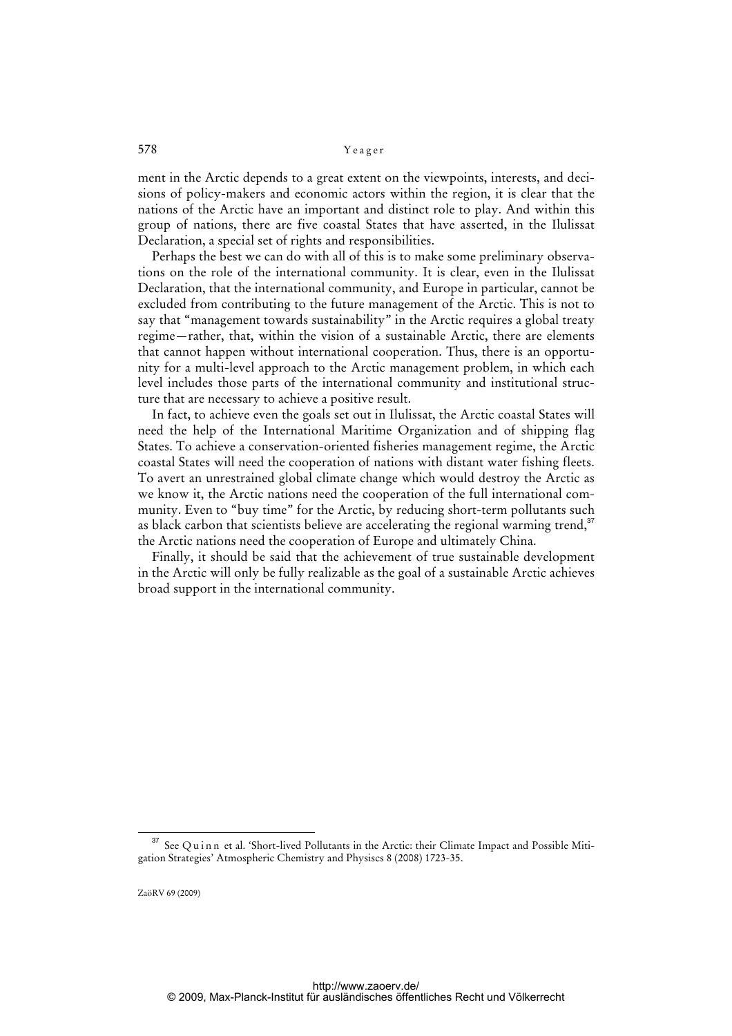ment in the Arctic depends to a great extent on the viewpoints, interests, and decisions of policy-makers and economic actors within the region, it is clear that the nations of the Arctic have an important and distinct role to play. And within this group of nations, there are five coastal States that have asserted, in the Ilulissat Declaration, a special set of rights and responsibilities.

Perhaps the best we can do with all of this is to make some preliminary observations on the role of the international community. It is clear, even in the Ilulissat Declaration, that the international community, and Europe in particular, cannot be excluded from contributing to the future management of the Arctic. This is not to say that "management towards sustainability" in the Arctic requires a global treaty regime—rather, that, within the vision of a sustainable Arctic, there are elements that cannot happen without international cooperation. Thus, there is an opportunity for a multi-level approach to the Arctic management problem, in which each level includes those parts of the international community and institutional structure that are necessary to achieve a positive result.

In fact, to achieve even the goals set out in Ilulissat, the Arctic coastal States will need the help of the International Maritime Organization and of shipping flag States. To achieve a conservation-oriented fisheries management regime, the Arctic coastal States will need the cooperation of nations with distant water fishing fleets. To avert an unrestrained global climate change which would destroy the Arctic as we know it, the Arctic nations need the cooperation of the full international community. Even to "buy time" for the Arctic, by reducing short-term pollutants such as black carbon that scientists believe are accelerating the regional warming trend,[37] the Arctic nations need the cooperation of Europe and ultimately China.

Finally, it should be said that the achievement of true sustainable development in the Arctic will only be fully realizable as the goal of a sustainable Arctic achieves broad support in the international community.

---

[37] See Quinn et al. 'Short-lived Pollutants in the Arctic: their Climate Impact and Possible Mitigation Strategies' Atmospheric Chemistry and Physiscs 8 (2008) 1723-35.